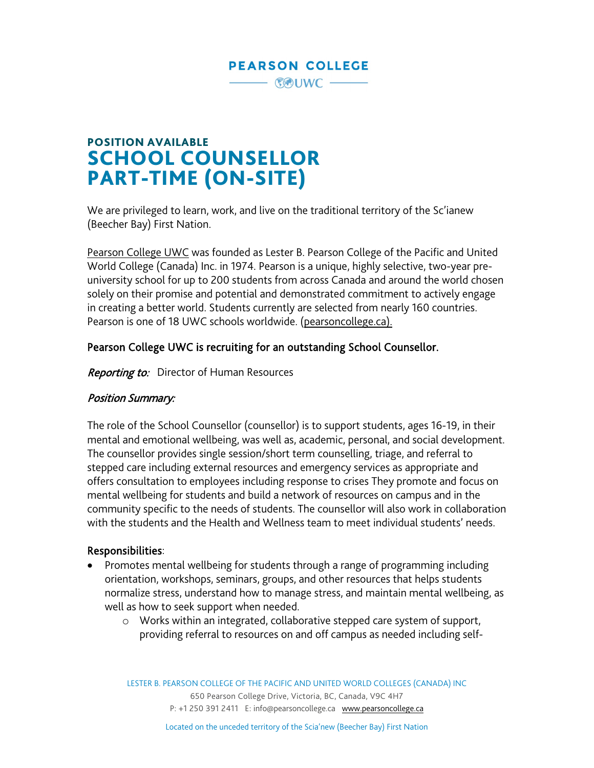PEARSON COLLEGE
UWC

### POSITION AVAILABLE

# SCHOOL COUNSELLOR PART-TIME (ON-SITE)

We are privileged to learn, work, and live on the traditional territory of the Sc'ianew (Beecher Bay) First Nation.

Pearson College UWC was founded as Lester B. Pearson College of the Pacific and United World College (Canada) Inc. in 1974. Pearson is a unique, highly selective, two-year pre-university school for up to 200 students from across Canada and around the world chosen solely on their promise and potential and demonstrated commitment to actively engage in creating a better world. Students currently are selected from nearly 160 countries. Pearson is one of 18 UWC schools worldwide. (pearsoncollege.ca).

Pearson College UWC is recruiting for an outstanding School Counsellor.

*Reporting to:* Director of Human Resources

*Position Summary:*

The role of the School Counsellor (counsellor) is to support students, ages 16-19, in their mental and emotional wellbeing, was well as, academic, personal, and social development. The counsellor provides single session/short term counselling, triage, and referral to stepped care including external resources and emergency services as appropriate and offers consultation to employees including response to crises They promote and focus on mental wellbeing for students and build a network of resources on campus and in the community specific to the needs of students. The counsellor will also work in collaboration with the students and the Health and Wellness team to meet individual students' needs.

**Responsibilities**:

- Promotes mental wellbeing for students through a range of programming including orientation, workshops, seminars, groups, and other resources that helps students normalize stress, understand how to manage stress, and maintain mental wellbeing, as well as how to seek support when needed.
    - Works within an integrated, collaborative stepped care system of support, providing referral to resources on and off campus as needed including self-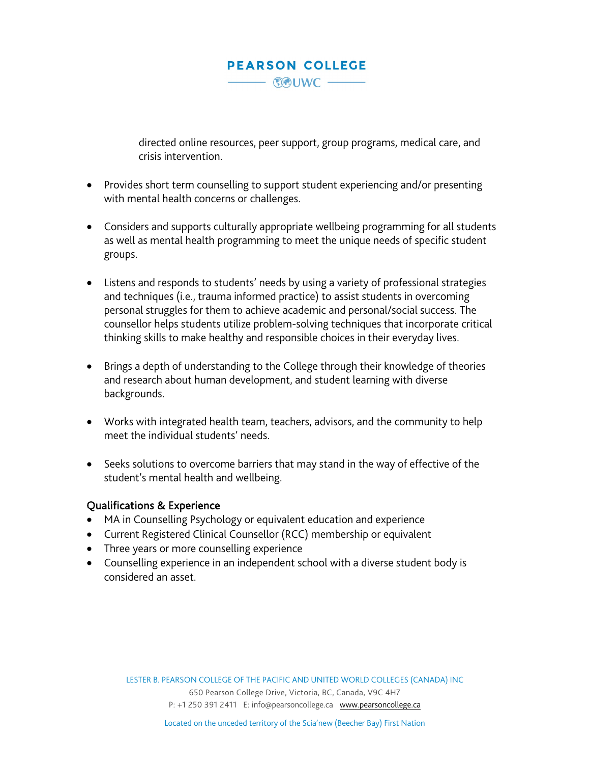directed online resources, peer support, group programs, medical care, and crisis intervention.

- Provides short term counselling to support student experiencing and/or presenting with mental health concerns or challenges.

- Considers and supports culturally appropriate wellbeing programming for all students as well as mental health programming to meet the unique needs of specific student groups.

- Listens and responds to students' needs by using a variety of professional strategies and techniques (i.e., trauma informed practice) to assist students in overcoming personal struggles for them to achieve academic and personal/social success. The counsellor helps students utilize problem-solving techniques that incorporate critical thinking skills to make healthy and responsible choices in their everyday lives.

- Brings a depth of understanding to the College through their knowledge of theories and research about human development, and student learning with diverse backgrounds.

- Works with integrated health team, teachers, advisors, and the community to help meet the individual students' needs.

- Seeks solutions to overcome barriers that may stand in the way of effective of the student's mental health and wellbeing.

## Qualifications & Experience

- MA in Counselling Psychology or equivalent education and experience
- Current Registered Clinical Counsellor (RCC) membership or equivalent
- Three years or more counselling experience
- Counselling experience in an independent school with a diverse student body is considered an asset.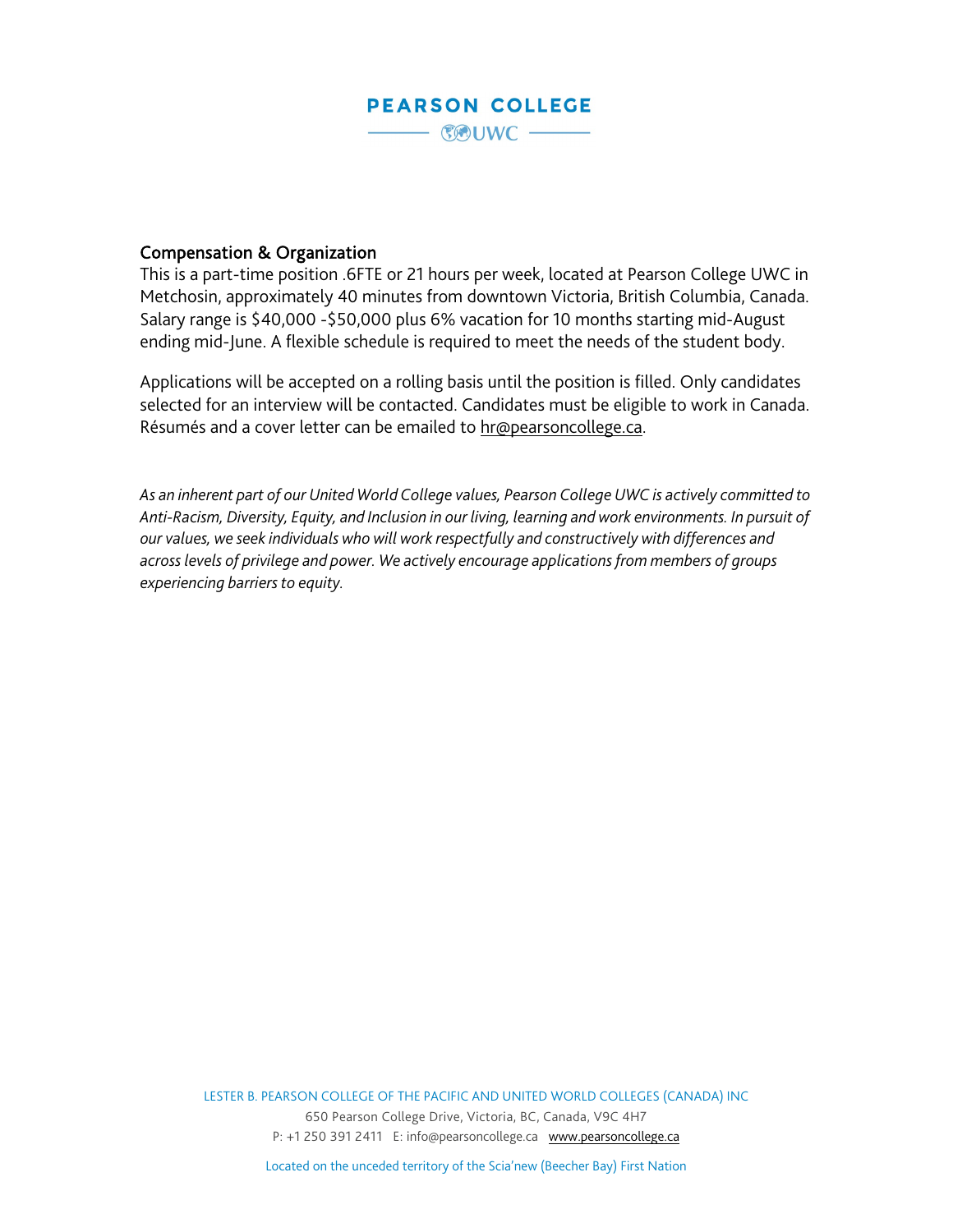## Compensation & Organization

This is a part-time position .6FTE or 21 hours per week, located at Pearson College UWC in Metchosin, approximately 40 minutes from downtown Victoria, British Columbia, Canada. Salary range is $40,000 -$50,000 plus 6% vacation for 10 months starting mid-August ending mid-June. A flexible schedule is required to meet the needs of the student body.

Applications will be accepted on a rolling basis until the position is filled. Only candidates selected for an interview will be contacted. Candidates must be eligible to work in Canada. Résumés and a cover letter can be emailed to hr@pearsoncollege.ca.

*As an inherent part of our United World College values, Pearson College UWC is actively committed to Anti-Racism, Diversity, Equity, and Inclusion in our living, learning and work environments. In pursuit of our values, we seek individuals who will work respectfully and constructively with differences and across levels of privilege and power. We actively encourage applications from members of groups experiencing barriers to equity.*